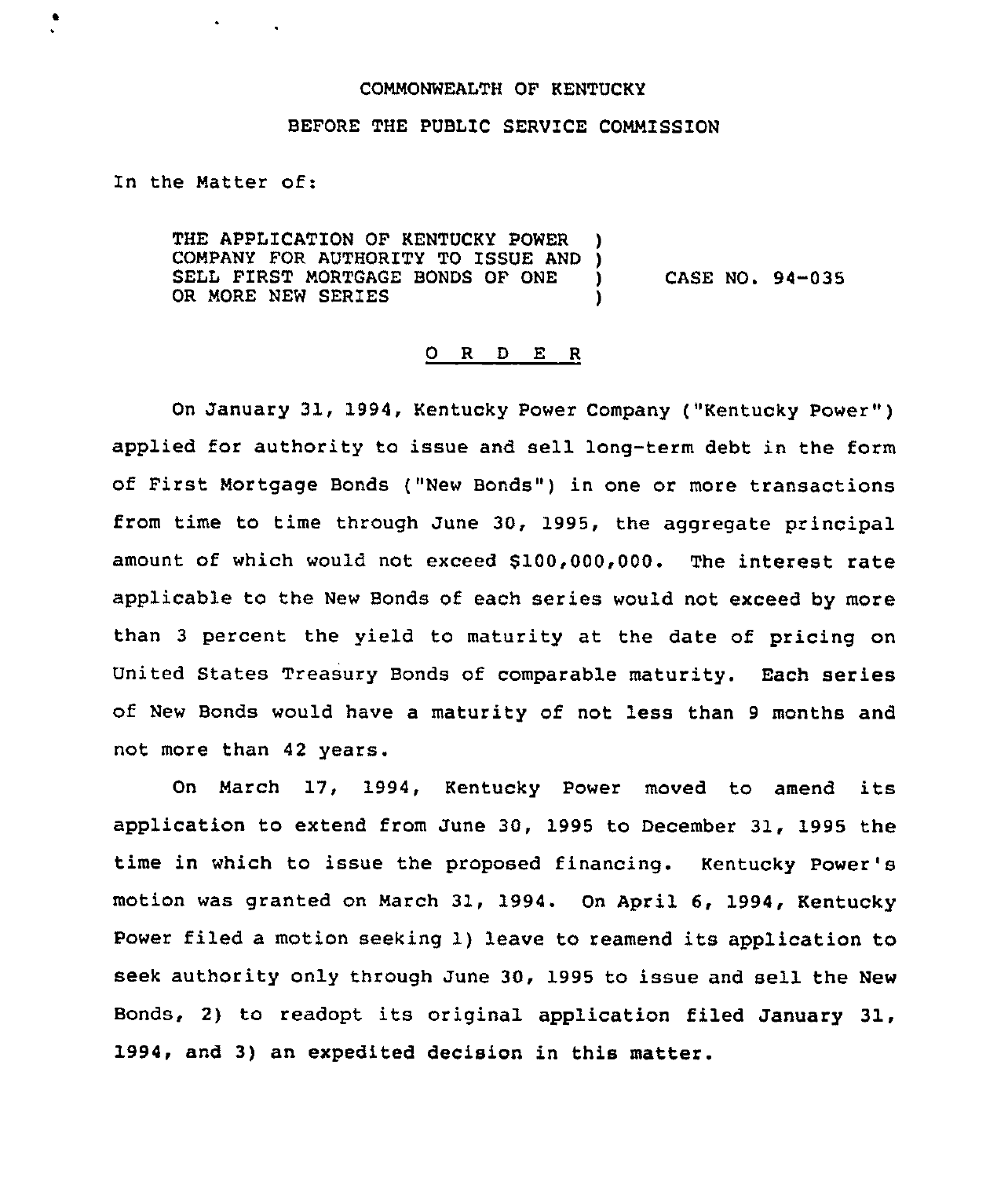COMMONWEALTH OF KENTUCKY

BEFORE THE PUBLIC SERVICE COMMISSION

In the Matter of:

THE APPLICATION OF KENTUCKY POWER COMPANY FOR AUTHORITY TO ISSUE AND SELL FIRST MORTGAGE BONDS OF ONE OR MORE NEW SERIES ) CASE NO. 94-035

# O R D E R

On January 31, 1994, Kentucky Power Company ("Kentucky Power") applied for authority to issue and sell long-term debt in the form of First Mortgage Bonds ("New Bonds") in one or more transactions from time to time through June 30, 1995, the aggregate principal amount of which would not exceed $100,000,000. The interest rate applicable to the New Bonds of each series would not exceed by more than 3 percent the yield to maturity at the date of pricing on United States Treasury Bonds of comparable maturity. Each series of New Bonds would have a maturity of not less than 9 months and not more than 42 years.

On March 17, 1994, Kentucky Power moved to amend its application to extend from June 30, 1995 to December 31, 1995 the time in which to issue the proposed financing. Kentucky Power's motion was granted on March 31, 1994. On April 6, 1994, Kentucky Power filed a motion seeking 1) leave to reamend its application to seek authority only through June 30, 1995 to issue and sell the New Bonds, 2) to readopt its original application filed January 31, 1994, and 3) an expedited decision in this matter.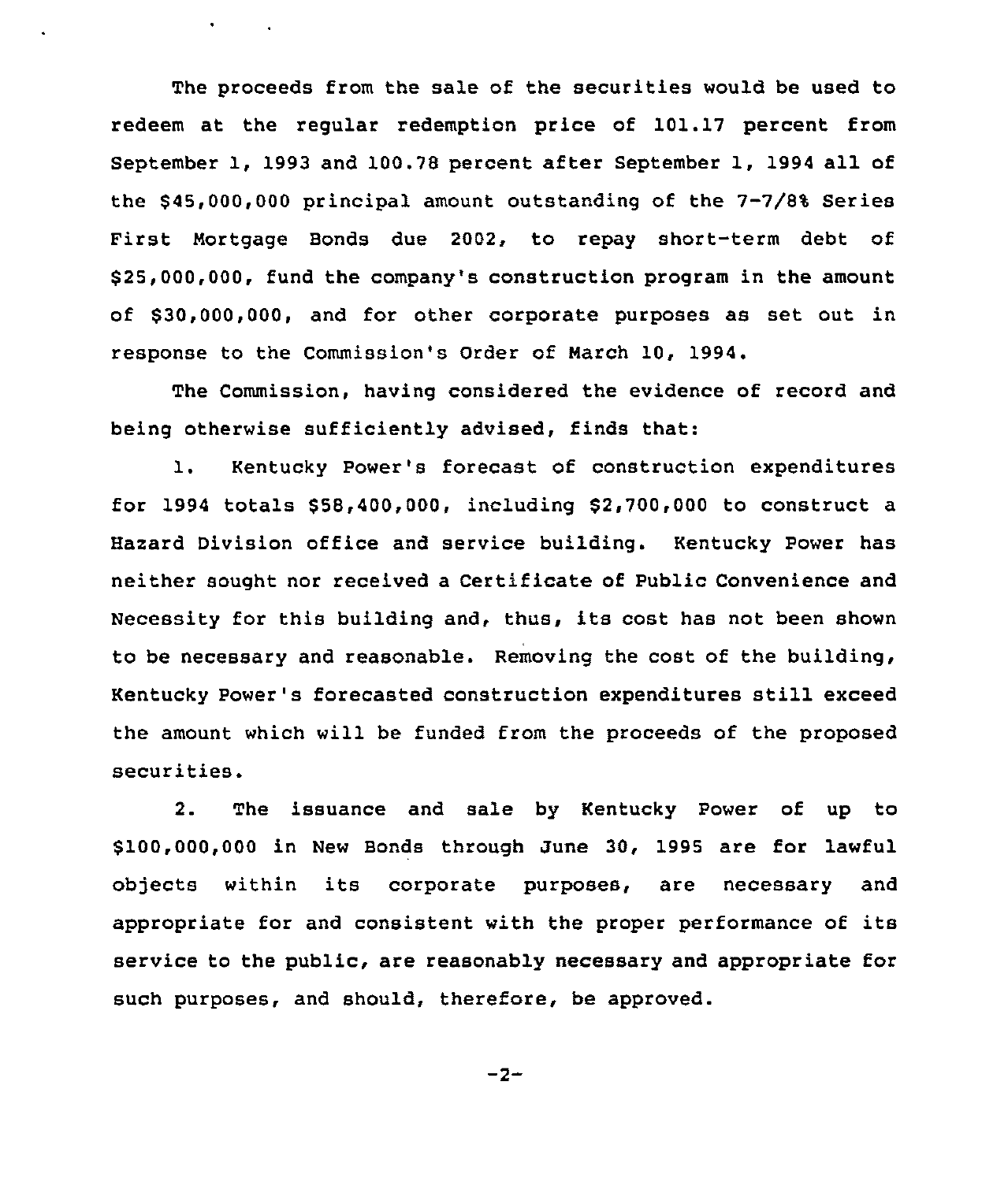The proceeds from the sale of the securities would be used to redeem at the regular redemption price of 101.17 percent from September 1, 1993 and 100.78 percent after September 1, 1994 all of the $45,000,000 principal amount outstanding of the 7-7/8% Series First Mortgage Bonds due 2002, to repay short-term debt of $25,000,000, fund the company's construction program in the amount of $30,000,000, and for other corporate purposes as set out in response to the Commission's Order of March 10, 1994.

The Commission, having considered the evidence of record and being otherwise sufficiently advised, finds that:

1. Kentucky Power's forecast of construction expenditures for 1994 totals $58,400,000, including $2,700,000 to construct a Hazard Division office and service building. Kentucky Power has neither sought nor received a Certificate of Public Convenience and Necessity for this building and, thus, its cost has not been shown to be necessary and reasonable. Removing the cost of the building, Kentucky Power's forecasted construction expenditures still exceed the amount which will be funded from the proceeds of the proposed securities.

2. The issuance and sale by Kentucky Power of up to $100,000,000 in New Bonds through June 30, 1995 are for lawful objects within its corporate purposes, are necessary and appropriate for and consistent with the proper performance of its service to the public, are reasonably necessary and appropriate for such purposes, and should, therefore, be approved.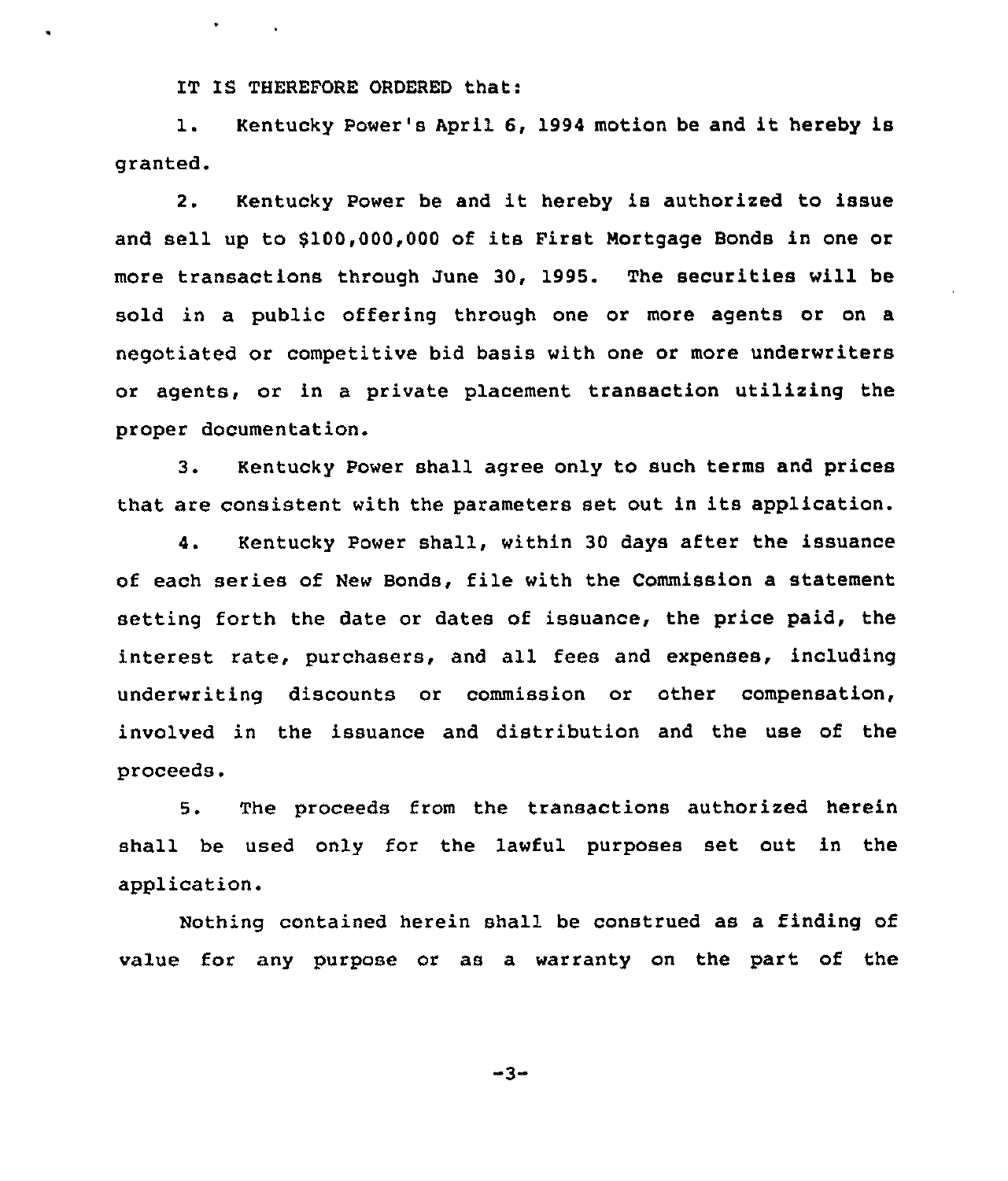IT IS THEREFORE ORDERED that:

1. Kentucky Power's April 6, 1994 motion be and it hereby is granted.

2. Kentucky Power be and it hereby is authorized to issue and sell up to $100,000,000 of its First Mortgage Bonds in one or more transactions through June 30, 1995. The securities will be sold in a public offering through one or more agents or on a negotiated or competitive bid basis with one or more underwriters or agents, or in a private placement transaction utilizing the proper documentation.

3. Kentucky Power shall agree only to such terms and prices that are consistent with the parameters set out in its application.

4. Kentucky Power shall, within 30 days after the issuance of each series of New Bonds, file with the Commission a statement setting forth the date or dates of issuance, the price paid, the interest rate, purchasers, and all fees and expenses, including underwriting discounts or commission or other compensation, involved in the issuance and distribution and the use of the proceeds.

5. The proceeds from the transactions authorized herein shall be used only for the lawful purposes set out in the application.

Nothing contained herein shall be construed as a finding of value for any purpose or as a warranty on the part of the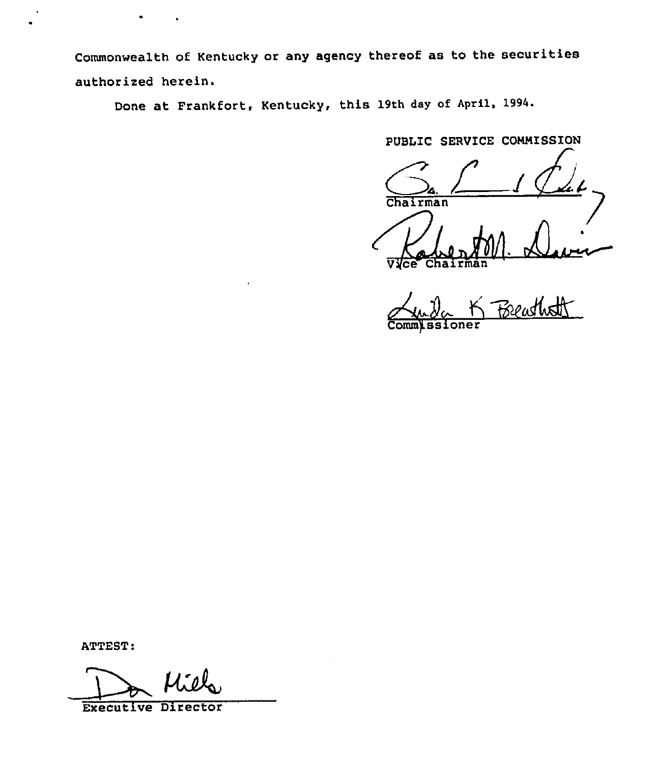Commonwealth of Kentucky or any agency thereof as to the securities authorized herein.

Done at Frankfort, Kentucky, this 19th day of April, 1994.

PUBLIC SERVICE COMMISSION

Chairman

Vice Chairman

Commissioner

ATTEST:

Executive Director